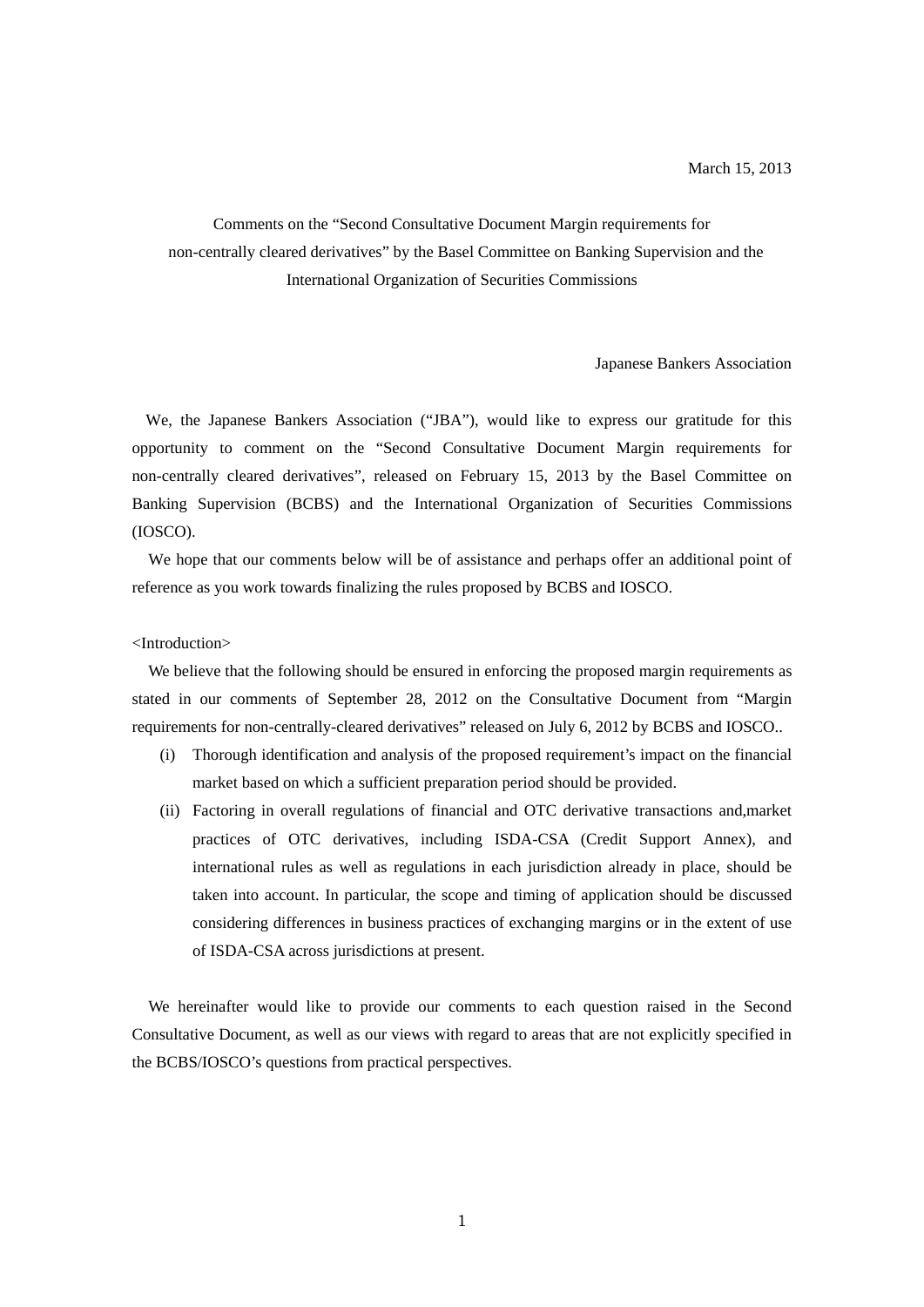March 15, 2013

Comments on the “Second Consultative Document Margin requirements for non-centrally cleared derivatives” by the Basel Committee on Banking Supervision and the International Organization of Securities Commissions

Japanese Bankers Association

We, the Japanese Bankers Association (“JBA”), would like to express our gratitude for this opportunity to comment on the “Second Consultative Document Margin requirements for non-centrally cleared derivatives”, released on February 15, 2013 by the Basel Committee on Banking Supervision (BCBS) and the International Organization of Securities Commissions (IOSCO).

We hope that our comments below will be of assistance and perhaps offer an additional point of reference as you work towards finalizing the rules proposed by BCBS and IOSCO.

<Introduction>

We believe that the following should be ensured in enforcing the proposed margin requirements as stated in our comments of September 28, 2012 on the Consultative Document from “Margin requirements for non-centrally-cleared derivatives” released on July 6, 2012 by BCBS and IOSCO..

(i) Thorough identification and analysis of the proposed requirement’s impact on the financial market based on which a sufficient preparation period should be provided.

(ii) Factoring in overall regulations of financial and OTC derivative transactions and,market practices of OTC derivatives, including ISDA-CSA (Credit Support Annex), and international rules as well as regulations in each jurisdiction already in place, should be taken into account. In particular, the scope and timing of application should be discussed considering differences in business practices of exchanging margins or in the extent of use of ISDA-CSA across jurisdictions at present.

We hereinafter would like to provide our comments to each question raised in the Second Consultative Document, as well as our views with regard to areas that are not explicitly specified in the BCBS/IOSCO’s questions from practical perspectives.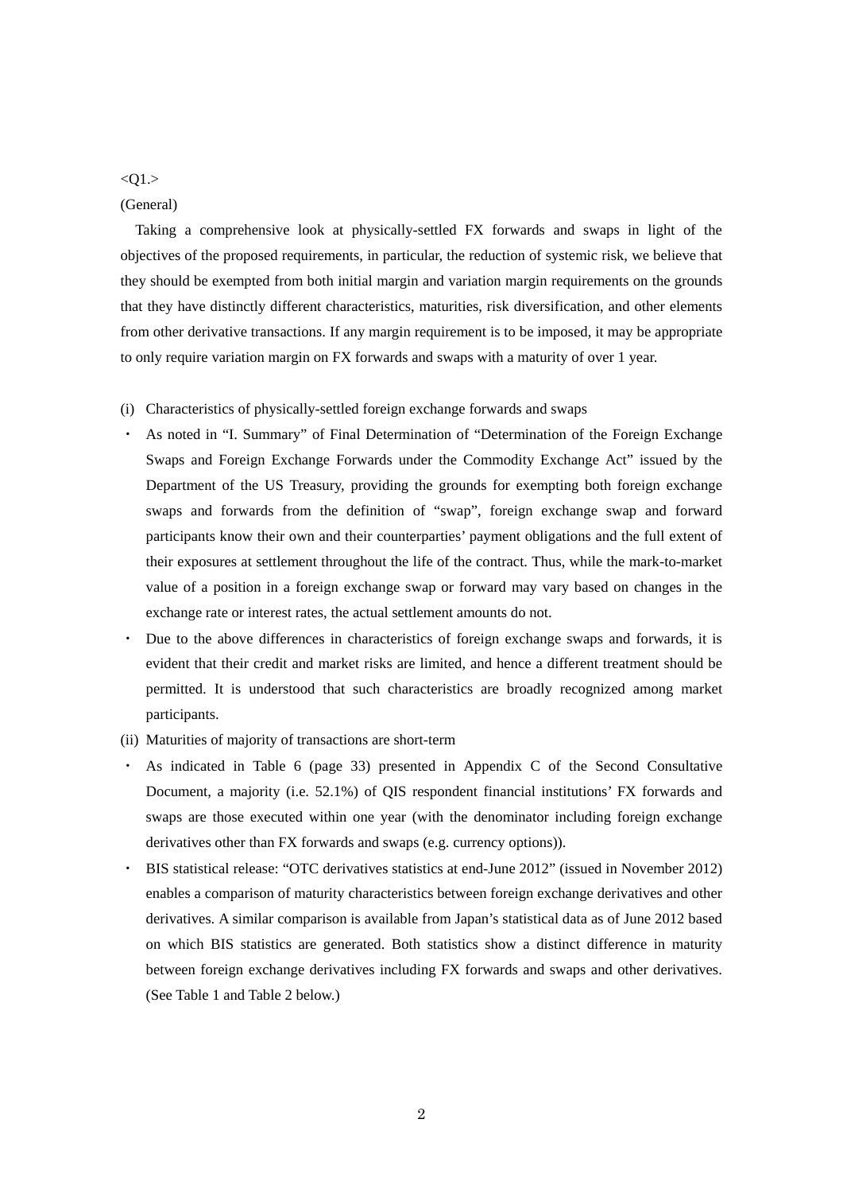<Q1.>

(General)

Taking a comprehensive look at physically-settled FX forwards and swaps in light of the objectives of the proposed requirements, in particular, the reduction of systemic risk, we believe that they should be exempted from both initial margin and variation margin requirements on the grounds that they have distinctly different characteristics, maturities, risk diversification, and other elements from other derivative transactions. If any margin requirement is to be imposed, it may be appropriate to only require variation margin on FX forwards and swaps with a maturity of over 1 year.

(i) Characteristics of physically-settled foreign exchange forwards and swaps

・ As noted in "I. Summary" of Final Determination of "Determination of the Foreign Exchange Swaps and Foreign Exchange Forwards under the Commodity Exchange Act" issued by the Department of the US Treasury, providing the grounds for exempting both foreign exchange swaps and forwards from the definition of "swap", foreign exchange swap and forward participants know their own and their counterparties' payment obligations and the full extent of their exposures at settlement throughout the life of the contract. Thus, while the mark-to-market value of a position in a foreign exchange swap or forward may vary based on changes in the exchange rate or interest rates, the actual settlement amounts do not.

・ Due to the above differences in characteristics of foreign exchange swaps and forwards, it is evident that their credit and market risks are limited, and hence a different treatment should be permitted. It is understood that such characteristics are broadly recognized among market participants.

(ii) Maturities of majority of transactions are short-term

・ As indicated in Table 6 (page 33) presented in Appendix C of the Second Consultative Document, a majority (i.e. 52.1%) of QIS respondent financial institutions' FX forwards and swaps are those executed within one year (with the denominator including foreign exchange derivatives other than FX forwards and swaps (e.g. currency options)).

・ BIS statistical release: "OTC derivatives statistics at end-June 2012" (issued in November 2012) enables a comparison of maturity characteristics between foreign exchange derivatives and other derivatives. A similar comparison is available from Japan's statistical data as of June 2012 based on which BIS statistics are generated. Both statistics show a distinct difference in maturity between foreign exchange derivatives including FX forwards and swaps and other derivatives. (See Table 1 and Table 2 below.)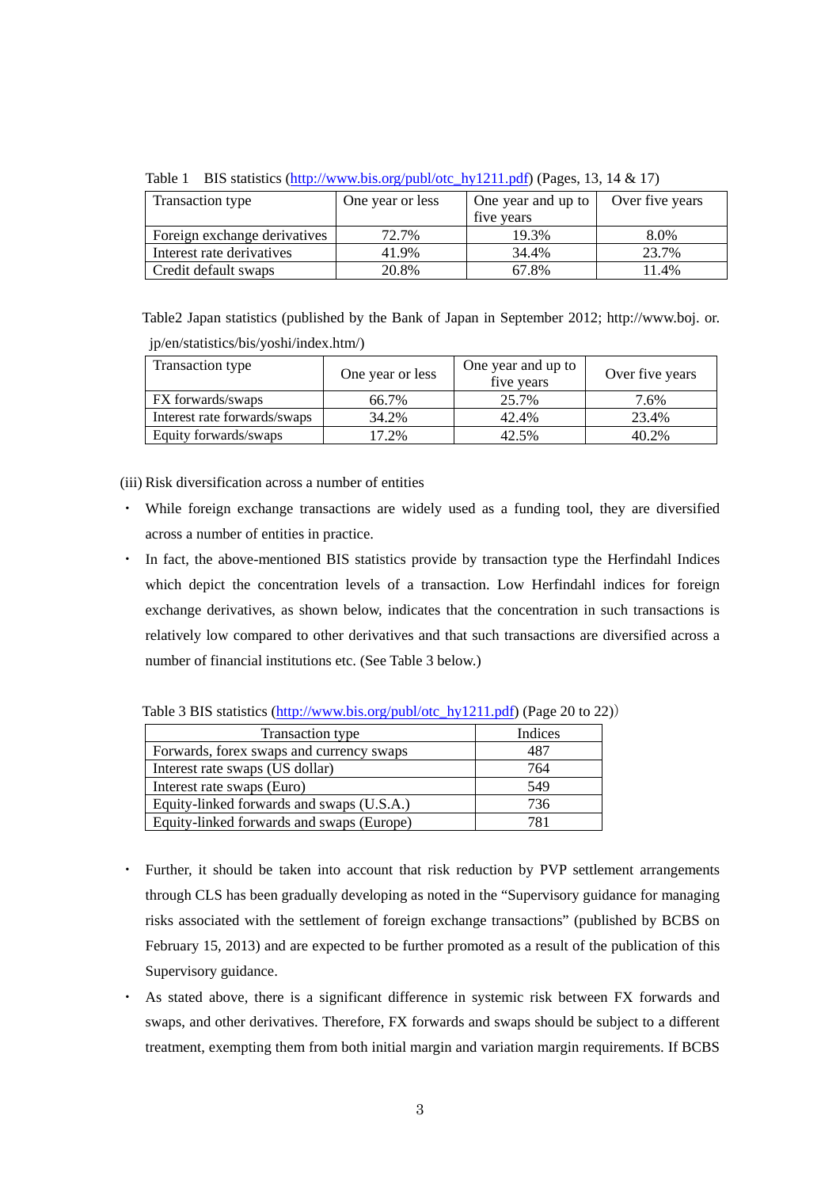Table 1 BIS statistics (http://www.bis.org/publ/otc_hy1211.pdf) (Pages, 13, 14 & 17)

| Transaction type | One year or less | One year and up to five years | Over five years |
|---|---|---|---|
| Foreign exchange derivatives | 72.7% | 19.3% | 8.0% |
| Interest rate derivatives | 41.9% | 34.4% | 23.7% |
| Credit default swaps | 20.8% | 67.8% | 11.4% |

Table2 Japan statistics (published by the Bank of Japan in September 2012; http://www.boj. or. jp/en/statistics/bis/yoshi/index.htm/)

| Transaction type | One year or less | One year and up to five years | Over five years |
|---|---|---|---|
| FX forwards/swaps | 66.7% | 25.7% | 7.6% |
| Interest rate forwards/swaps | 34.2% | 42.4% | 23.4% |
| Equity forwards/swaps | 17.2% | 42.5% | 40.2% |

(iii) Risk diversification across a number of entities

- While foreign exchange transactions are widely used as a funding tool, they are diversified across a number of entities in practice.
- In fact, the above-mentioned BIS statistics provide by transaction type the Herfindahl Indices which depict the concentration levels of a transaction. Low Herfindahl indices for foreign exchange derivatives, as shown below, indicates that the concentration in such transactions is relatively low compared to other derivatives and that such transactions are diversified across a number of financial institutions etc. (See Table 3 below.)

Table 3 BIS statistics (http://www.bis.org/publ/otc_hy1211.pdf) (Page 20 to 22))

| Transaction type | Indices |
|---|---|
| Forwards, forex swaps and currency swaps | 487 |
| Interest rate swaps (US dollar) | 764 |
| Interest rate swaps (Euro) | 549 |
| Equity-linked forwards and swaps (U.S.A.) | 736 |
| Equity-linked forwards and swaps (Europe) | 781 |

- Further, it should be taken into account that risk reduction by PVP settlement arrangements through CLS has been gradually developing as noted in the "Supervisory guidance for managing risks associated with the settlement of foreign exchange transactions" (published by BCBS on February 15, 2013) and are expected to be further promoted as a result of the publication of this Supervisory guidance.
- As stated above, there is a significant difference in systemic risk between FX forwards and swaps, and other derivatives. Therefore, FX forwards and swaps should be subject to a different treatment, exempting them from both initial margin and variation margin requirements. If BCBS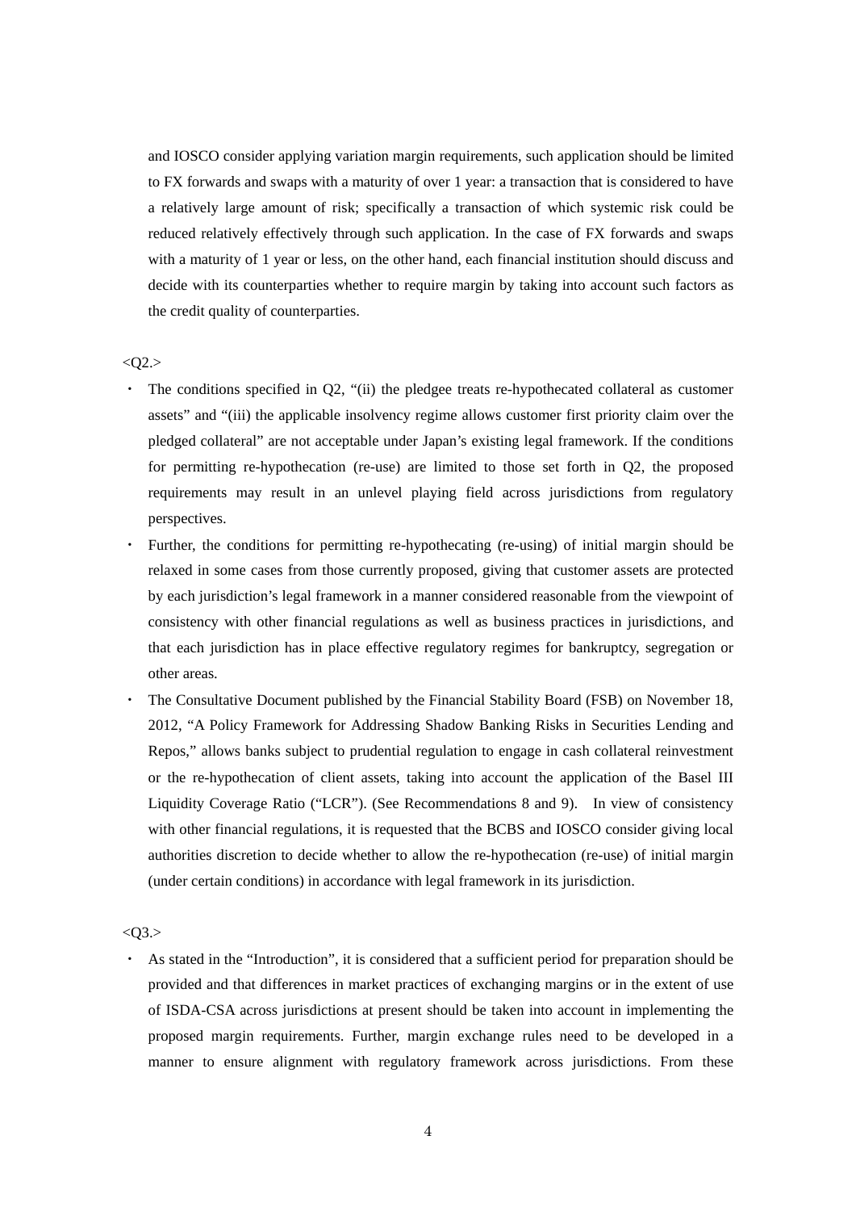and IOSCO consider applying variation margin requirements, such application should be limited to FX forwards and swaps with a maturity of over 1 year: a transaction that is considered to have a relatively large amount of risk; specifically a transaction of which systemic risk could be reduced relatively effectively through such application. In the case of FX forwards and swaps with a maturity of 1 year or less, on the other hand, each financial institution should discuss and decide with its counterparties whether to require margin by taking into account such factors as the credit quality of counterparties.

<Q2.>

- The conditions specified in Q2, "(ii) the pledgee treats re-hypothecated collateral as customer assets" and "(iii) the applicable insolvency regime allows customer first priority claim over the pledged collateral" are not acceptable under Japan's existing legal framework. If the conditions for permitting re-hypothecation (re-use) are limited to those set forth in Q2, the proposed requirements may result in an unlevel playing field across jurisdictions from regulatory perspectives.
- Further, the conditions for permitting re-hypothecating (re-using) of initial margin should be relaxed in some cases from those currently proposed, giving that customer assets are protected by each jurisdiction's legal framework in a manner considered reasonable from the viewpoint of consistency with other financial regulations as well as business practices in jurisdictions, and that each jurisdiction has in place effective regulatory regimes for bankruptcy, segregation or other areas.
- The Consultative Document published by the Financial Stability Board (FSB) on November 18, 2012, "A Policy Framework for Addressing Shadow Banking Risks in Securities Lending and Repos," allows banks subject to prudential regulation to engage in cash collateral reinvestment or the re-hypothecation of client assets, taking into account the application of the Basel III Liquidity Coverage Ratio ("LCR"). (See Recommendations 8 and 9). In view of consistency with other financial regulations, it is requested that the BCBS and IOSCO consider giving local authorities discretion to decide whether to allow the re-hypothecation (re-use) of initial margin (under certain conditions) in accordance with legal framework in its jurisdiction.

<Q3.>

- As stated in the "Introduction", it is considered that a sufficient period for preparation should be provided and that differences in market practices of exchanging margins or in the extent of use of ISDA-CSA across jurisdictions at present should be taken into account in implementing the proposed margin requirements. Further, margin exchange rules need to be developed in a manner to ensure alignment with regulatory framework across jurisdictions. From these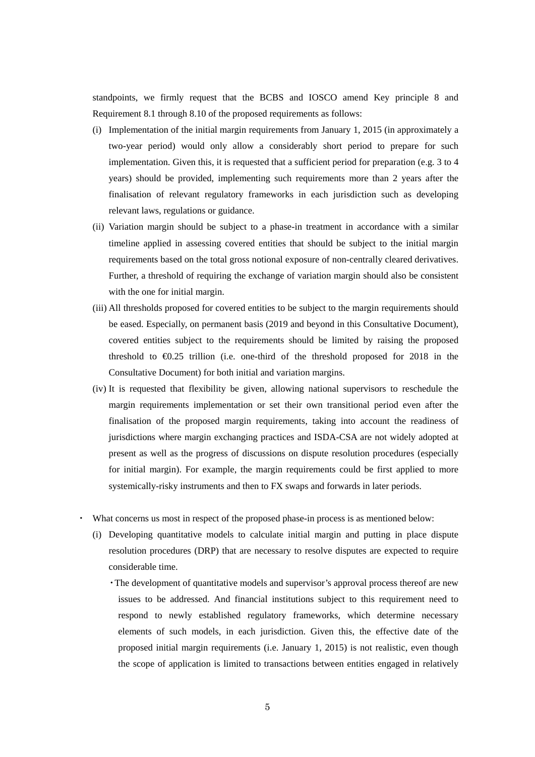standpoints, we firmly request that the BCBS and IOSCO amend Key principle 8 and Requirement 8.1 through 8.10 of the proposed requirements as follows:

(i) Implementation of the initial margin requirements from January 1, 2015 (in approximately a two-year period) would only allow a considerably short period to prepare for such implementation. Given this, it is requested that a sufficient period for preparation (e.g. 3 to 4 years) should be provided, implementing such requirements more than 2 years after the finalisation of relevant regulatory frameworks in each jurisdiction such as developing relevant laws, regulations or guidance.

(ii) Variation margin should be subject to a phase-in treatment in accordance with a similar timeline applied in assessing covered entities that should be subject to the initial margin requirements based on the total gross notional exposure of non-centrally cleared derivatives. Further, a threshold of requiring the exchange of variation margin should also be consistent with the one for initial margin.

(iii) All thresholds proposed for covered entities to be subject to the margin requirements should be eased. Especially, on permanent basis (2019 and beyond in this Consultative Document), covered entities subject to the requirements should be limited by raising the proposed threshold to €0.25 trillion (i.e. one-third of the threshold proposed for 2018 in the Consultative Document) for both initial and variation margins.

(iv) It is requested that flexibility be given, allowing national supervisors to reschedule the margin requirements implementation or set their own transitional period even after the finalisation of the proposed margin requirements, taking into account the readiness of jurisdictions where margin exchanging practices and ISDA-CSA are not widely adopted at present as well as the progress of discussions on dispute resolution procedures (especially for initial margin). For example, the margin requirements could be first applied to more systemically-risky instruments and then to FX swaps and forwards in later periods.

- What concerns us most in respect of the proposed phase-in process is as mentioned below:
  (i) Developing quantitative models to calculate initial margin and putting in place dispute resolution procedures (DRP) that are necessary to resolve disputes are expected to require considerable time.
    - The development of quantitative models and supervisor's approval process thereof are new issues to be addressed. And financial institutions subject to this requirement need to respond to newly established regulatory frameworks, which determine necessary elements of such models, in each jurisdiction. Given this, the effective date of the proposed initial margin requirements (i.e. January 1, 2015) is not realistic, even though the scope of application is limited to transactions between entities engaged in relatively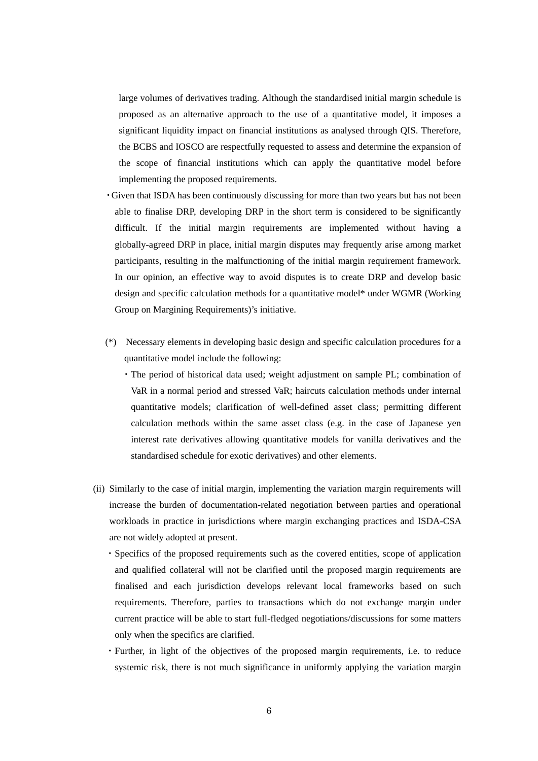large volumes of derivatives trading. Although the standardised initial margin schedule is proposed as an alternative approach to the use of a quantitative model, it imposes a significant liquidity impact on financial institutions as analysed through QIS. Therefore, the BCBS and IOSCO are respectfully requested to assess and determine the expansion of the scope of financial institutions which can apply the quantitative model before implementing the proposed requirements.

- Given that ISDA has been continuously discussing for more than two years but has not been able to finalise DRP, developing DRP in the short term is considered to be significantly difficult. If the initial margin requirements are implemented without having a globally-agreed DRP in place, initial margin disputes may frequently arise among market participants, resulting in the malfunctioning of the initial margin requirement framework. In our opinion, an effective way to avoid disputes is to create DRP and develop basic design and specific calculation methods for a quantitative model* under WGMR (Working Group on Margining Requirements)'s initiative.

(*) Necessary elements in developing basic design and specific calculation procedures for a quantitative model include the following:

- The period of historical data used; weight adjustment on sample PL; combination of VaR in a normal period and stressed VaR; haircuts calculation methods under internal quantitative models; clarification of well-defined asset class; permitting different calculation methods within the same asset class (e.g. in the case of Japanese yen interest rate derivatives allowing quantitative models for vanilla derivatives and the standardised schedule for exotic derivatives) and other elements.

(ii) Similarly to the case of initial margin, implementing the variation margin requirements will increase the burden of documentation-related negotiation between parties and operational workloads in practice in jurisdictions where margin exchanging practices and ISDA-CSA are not widely adopted at present.

- Specifics of the proposed requirements such as the covered entities, scope of application and qualified collateral will not be clarified until the proposed margin requirements are finalised and each jurisdiction develops relevant local frameworks based on such requirements. Therefore, parties to transactions which do not exchange margin under current practice will be able to start full-fledged negotiations/discussions for some matters only when the specifics are clarified.
- Further, in light of the objectives of the proposed margin requirements, i.e. to reduce systemic risk, there is not much significance in uniformly applying the variation margin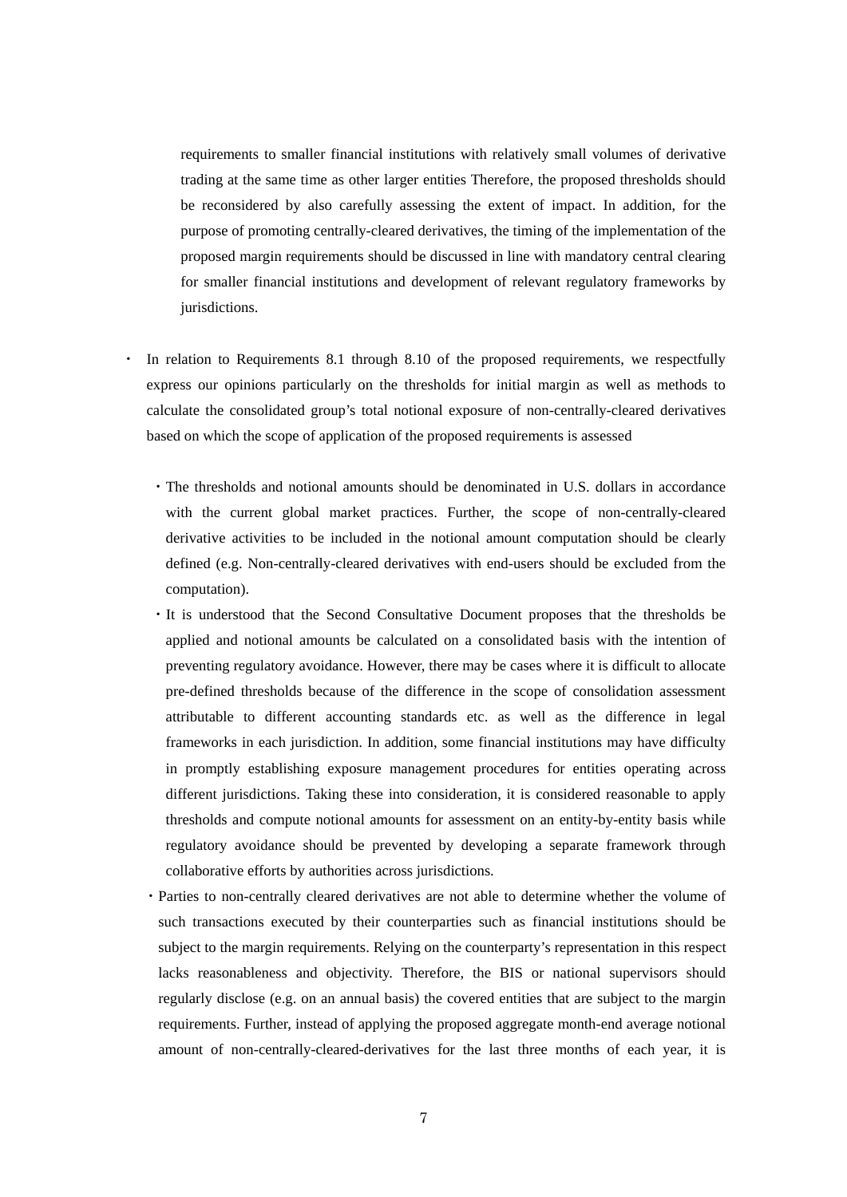requirements to smaller financial institutions with relatively small volumes of derivative trading at the same time as other larger entities Therefore, the proposed thresholds should be reconsidered by also carefully assessing the extent of impact. In addition, for the purpose of promoting centrally-cleared derivatives, the timing of the implementation of the proposed margin requirements should be discussed in line with mandatory central clearing for smaller financial institutions and development of relevant regulatory frameworks by jurisdictions.

- In relation to Requirements 8.1 through 8.10 of the proposed requirements, we respectfully express our opinions particularly on the thresholds for initial margin as well as methods to calculate the consolidated group's total notional exposure of non-centrally-cleared derivatives based on which the scope of application of the proposed requirements is assessed

  - The thresholds and notional amounts should be denominated in U.S. dollars in accordance with the current global market practices. Further, the scope of non-centrally-cleared derivative activities to be included in the notional amount computation should be clearly defined (e.g. Non-centrally-cleared derivatives with end-users should be excluded from the computation).
  - It is understood that the Second Consultative Document proposes that the thresholds be applied and notional amounts be calculated on a consolidated basis with the intention of preventing regulatory avoidance. However, there may be cases where it is difficult to allocate pre-defined thresholds because of the difference in the scope of consolidation assessment attributable to different accounting standards etc. as well as the difference in legal frameworks in each jurisdiction. In addition, some financial institutions may have difficulty in promptly establishing exposure management procedures for entities operating across different jurisdictions. Taking these into consideration, it is considered reasonable to apply thresholds and compute notional amounts for assessment on an entity-by-entity basis while regulatory avoidance should be prevented by developing a separate framework through collaborative efforts by authorities across jurisdictions.
  - Parties to non-centrally cleared derivatives are not able to determine whether the volume of such transactions executed by their counterparties such as financial institutions should be subject to the margin requirements. Relying on the counterparty's representation in this respect lacks reasonableness and objectivity. Therefore, the BIS or national supervisors should regularly disclose (e.g. on an annual basis) the covered entities that are subject to the margin requirements. Further, instead of applying the proposed aggregate month-end average notional amount of non-centrally-cleared-derivatives for the last three months of each year, it is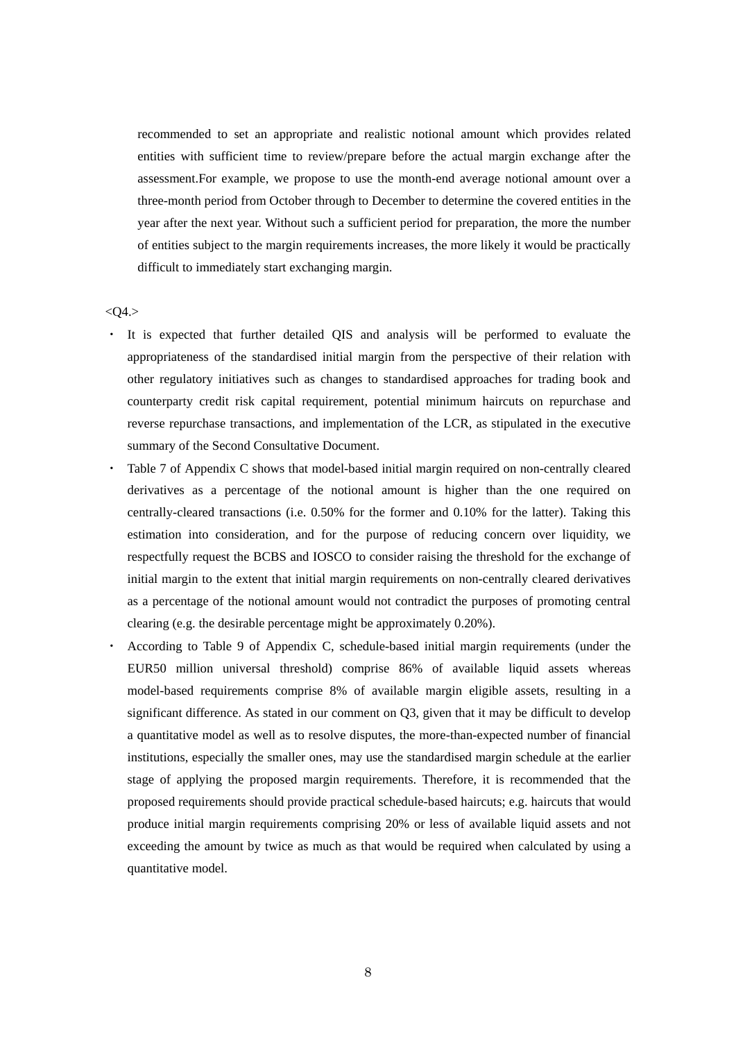recommended to set an appropriate and realistic notional amount which provides related entities with sufficient time to review/prepare before the actual margin exchange after the assessment.For example, we propose to use the month-end average notional amount over a three-month period from October through to December to determine the covered entities in the year after the next year. Without such a sufficient period for preparation, the more the number of entities subject to the margin requirements increases, the more likely it would be practically difficult to immediately start exchanging margin.

<Q4.>

- It is expected that further detailed QIS and analysis will be performed to evaluate the appropriateness of the standardised initial margin from the perspective of their relation with other regulatory initiatives such as changes to standardised approaches for trading book and counterparty credit risk capital requirement, potential minimum haircuts on repurchase and reverse repurchase transactions, and implementation of the LCR, as stipulated in the executive summary of the Second Consultative Document.
- Table 7 of Appendix C shows that model-based initial margin required on non-centrally cleared derivatives as a percentage of the notional amount is higher than the one required on centrally-cleared transactions (i.e. 0.50% for the former and 0.10% for the latter). Taking this estimation into consideration, and for the purpose of reducing concern over liquidity, we respectfully request the BCBS and IOSCO to consider raising the threshold for the exchange of initial margin to the extent that initial margin requirements on non-centrally cleared derivatives as a percentage of the notional amount would not contradict the purposes of promoting central clearing (e.g. the desirable percentage might be approximately 0.20%).
- According to Table 9 of Appendix C, schedule-based initial margin requirements (under the EUR50 million universal threshold) comprise 86% of available liquid assets whereas model-based requirements comprise 8% of available margin eligible assets, resulting in a significant difference. As stated in our comment on Q3, given that it may be difficult to develop a quantitative model as well as to resolve disputes, the more-than-expected number of financial institutions, especially the smaller ones, may use the standardised margin schedule at the earlier stage of applying the proposed margin requirements. Therefore, it is recommended that the proposed requirements should provide practical schedule-based haircuts; e.g. haircuts that would produce initial margin requirements comprising 20% or less of available liquid assets and not exceeding the amount by twice as much as that would be required when calculated by using a quantitative model.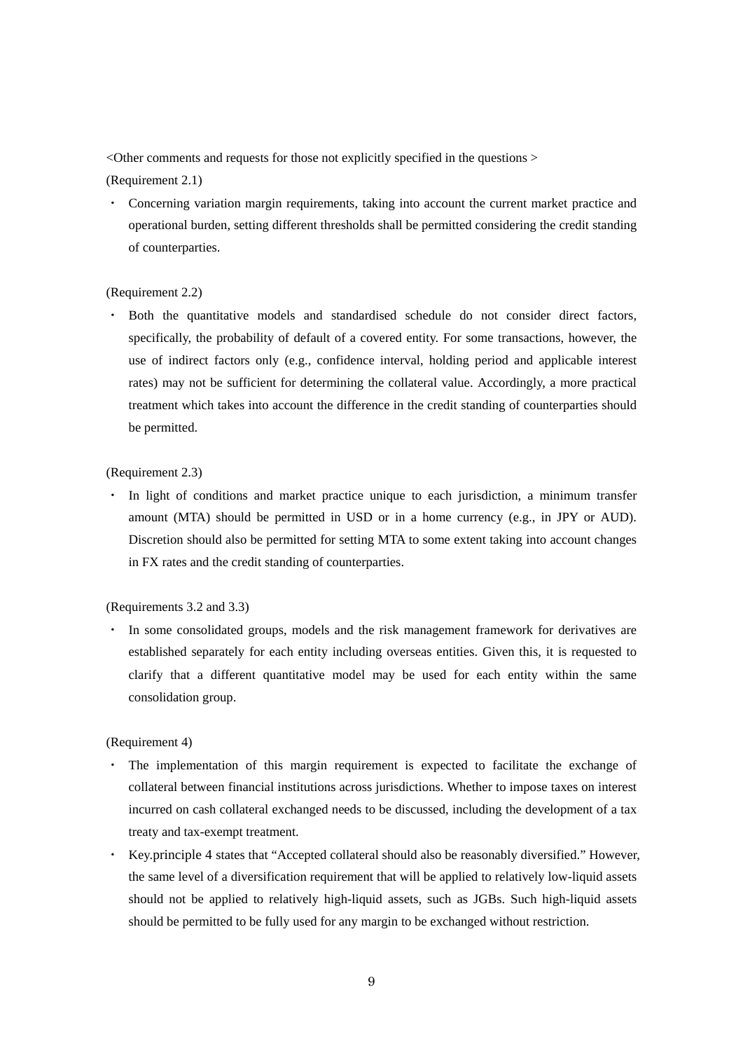<Other comments and requests for those not explicitly specified in the questions >

(Requirement 2.1)

- Concerning variation margin requirements, taking into account the current market practice and operational burden, setting different thresholds shall be permitted considering the credit standing of counterparties.

(Requirement 2.2)

- Both the quantitative models and standardised schedule do not consider direct factors, specifically, the probability of default of a covered entity. For some transactions, however, the use of indirect factors only (e.g., confidence interval, holding period and applicable interest rates) may not be sufficient for determining the collateral value. Accordingly, a more practical treatment which takes into account the difference in the credit standing of counterparties should be permitted.

(Requirement 2.3)

- In light of conditions and market practice unique to each jurisdiction, a minimum transfer amount (MTA) should be permitted in USD or in a home currency (e.g., in JPY or AUD). Discretion should also be permitted for setting MTA to some extent taking into account changes in FX rates and the credit standing of counterparties.

(Requirements 3.2 and 3.3)

- In some consolidated groups, models and the risk management framework for derivatives are established separately for each entity including overseas entities. Given this, it is requested to clarify that a different quantitative model may be used for each entity within the same consolidation group.

(Requirement 4)

- The implementation of this margin requirement is expected to facilitate the exchange of collateral between financial institutions across jurisdictions. Whether to impose taxes on interest incurred on cash collateral exchanged needs to be discussed, including the development of a tax treaty and tax-exempt treatment.
- Key.principle 4 states that “Accepted collateral should also be reasonably diversified.” However, the same level of a diversification requirement that will be applied to relatively low-liquid assets should not be applied to relatively high-liquid assets, such as JGBs. Such high-liquid assets should be permitted to be fully used for any margin to be exchanged without restriction.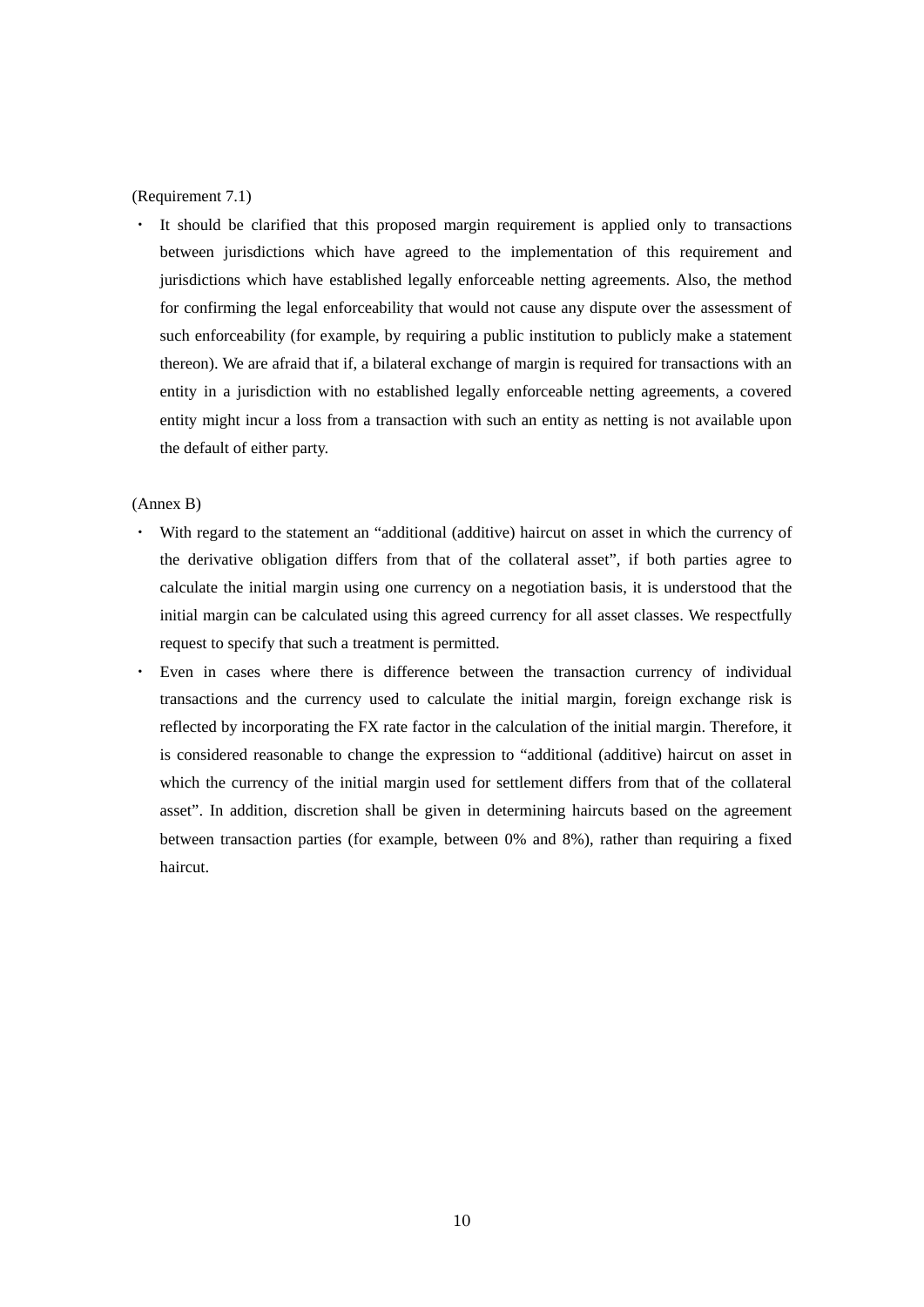(Requirement 7.1)

- It should be clarified that this proposed margin requirement is applied only to transactions between jurisdictions which have agreed to the implementation of this requirement and jurisdictions which have established legally enforceable netting agreements. Also, the method for confirming the legal enforceability that would not cause any dispute over the assessment of such enforceability (for example, by requiring a public institution to publicly make a statement thereon). We are afraid that if, a bilateral exchange of margin is required for transactions with an entity in a jurisdiction with no established legally enforceable netting agreements, a covered entity might incur a loss from a transaction with such an entity as netting is not available upon the default of either party.

(Annex B)

- With regard to the statement an "additional (additive) haircut on asset in which the currency of the derivative obligation differs from that of the collateral asset", if both parties agree to calculate the initial margin using one currency on a negotiation basis, it is understood that the initial margin can be calculated using this agreed currency for all asset classes. We respectfully request to specify that such a treatment is permitted.
- Even in cases where there is difference between the transaction currency of individual transactions and the currency used to calculate the initial margin, foreign exchange risk is reflected by incorporating the FX rate factor in the calculation of the initial margin. Therefore, it is considered reasonable to change the expression to "additional (additive) haircut on asset in which the currency of the initial margin used for settlement differs from that of the collateral asset". In addition, discretion shall be given in determining haircuts based on the agreement between transaction parties (for example, between 0% and 8%), rather than requiring a fixed haircut.